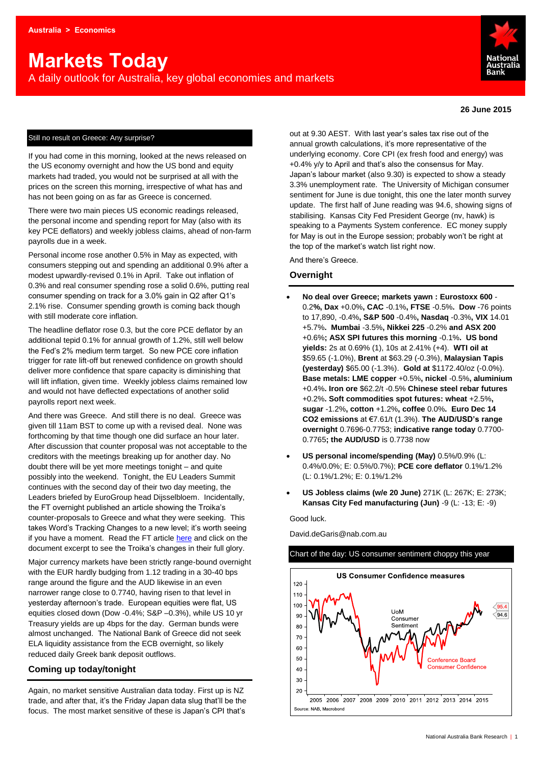Australia > Economics

# Markets Today

A daily outlook for Australia, key global economies and markets

**26 June 2015**

## Still no result on Greece: Any surprise?

If you had come in this morning, looked at the news released on the US economy overnight and how the US bond and equity markets had traded, you would not be surprised at all with the prices on the screen this morning, irrespective of what has and has not been going on as far as Greece is concerned.

There were two main pieces US economic readings released, the personal income and spending report for May (also with its key PCE deflators) and weekly jobless claims, ahead of non-farm payrolls due in a week.

Personal income rose another 0.5% in May as expected, with consumers stepping out and spending an additional 0.9% after a modest upwardly-revised 0.1% in April. Take out inflation of 0.3% and real consumer spending rose a solid 0.6%, putting real consumer spending on track for a 3.0% gain in Q2 after Q1's 2.1% rise. Consumer spending growth is coming back though with still moderate core inflation.

The headline deflator rose 0.3, but the core PCE deflator by an additional tepid 0.1% for annual growth of 1.2%, still well below the Fed's 2% medium term target. So new PCE core inflation trigger for rate lift-off but renewed confidence on growth should deliver more confidence that spare capacity is diminishing that will lift inflation, given time. Weekly jobless claims remained low and would not have deflected expectations of another solid payrolls report next week.

And there was Greece. And still there is no deal. Greece was given till 11am BST to come up with a revised deal. None was forthcoming by that time though one did surface an hour later. After discussion that counter proposal was not acceptable to the creditors with the meetings breaking up for another day. No doubt there will be yet more meetings tonight – and quite possibly into the weekend. Tonight, the EU Leaders Summit continues with the second day of their two day meeting, the Leaders briefed by EuroGroup head Dijsselbloem. Incidentally, the FT overnight published an article showing the Troika's counter-proposals to Greece and what they were seeking. This takes Word's Tracking Changes to a new level; it's worth seeing if you have a moment. Read the FT article here and click on the document excerpt to see the Troika's changes in their full glory.

Major currency markets have been strictly range-bound overnight with the EUR hardly budging from 1.12 trading in a 30-40 bps range around the figure and the AUD likewise in an even narrower range close to 0.7740, having risen to that level in yesterday afternoon's trade. European equities were flat, US equities closed down (Dow -0.4%; S&P –0.3%), while US 10 yr Treasury yields are up 4bps for the day. German bunds were almost unchanged. The National Bank of Greece did not seek ELA liquidity assistance from the ECB overnight, so likely reduced daily Greek bank deposit outflows.

## Coming up today/tonight

Again, no market sensitive Australian data today. First up is NZ trade, and after that, it's the Friday Japan data slug that'll be the focus. The most market sensitive of these is Japan's CPI that's out at 9.30 AEST. With last year's sales tax rise out of the annual growth calculations, it's more representative of the underlying economy. Core CPI (ex fresh food and energy) was +0.4% y/y to April and that's also the consensus for May. Japan's labour market (also 9.30) is expected to show a steady 3.3% unemployment rate. The University of Michigan consumer sentiment for June is due tonight, this one the later month survey update. The first half of June reading was 94.6, showing signs of stabilising. Kansas City Fed President George (nv, hawk) is speaking to a Payments System conference. EC money supply for May is out in the Europe session; probably won't be right at the top of the market's watch list right now.

And there's Greece.

## Overnight

- **No deal over Greece; markets yawn : Eurostoxx 600** -0.2**%, Dax** +0.0%**, CAC** -0.1%**, FTSE** -0.5%**. Dow** -76 points to 17,890, -0.4%**, S&P 500** -0.4%**, Nasdaq** -0.3%**, VIX** 14.01 +5.7%**. Mumbai** -3.5%**, Nikkei 225** -0.2% **and ASX 200** +0.6%**; ASX SPI futures this morning** -0.1%**. US bond yields:** 2s at 0.69% (1), 10s at 2.41% (+4). **WTI oil at** $59.65 (-1.0%), **Brent** at $63.29 (-0.3%), **Malaysian Tapis (yesterday)** $65.00 (-1.3%). **Gold at** $1172.40/oz (-0.0%). **Base metals: LME copper** +0.5%**, nickel** -0.5%**, aluminium** +0.4%**. Iron ore** $62.2/t -0.5% **Chinese steel rebar futures** +0.2%**. Soft commodities spot futures: wheat** +2.5%**, sugar** -1.2%**, cotton** +1.2%**, coffee** 0.0%**. Euro Dec 14 CO2 emissions** at €7.61/t (1.3%). **The AUD/USD's range overnight** 0.7696-0.7753; **indicative range today** 0.7700-0.7765**; the AUD/USD** is 0.7738 now
- **US personal income/spending (May)** 0.5%/0.9% (L: 0.4%/0.0%; E: 0.5%/0.7%); **PCE core deflator** 0.1%/1.2% (L: 0.1%/1.2%; E: 0.1%/1.2%
- **US Jobless claims (w/e 20 June)** 271K (L: 267K; E: 273K; **Kansas City Fed manufacturing (Jun)** -9 (L: -13; E: -9)

Good luck.

David.deGaris@nab.com.au

## Chart of the day: US consumer sentiment choppy this year

**US Consumer Confidence measures**

UoM Consumer Sentiment; Conference Board Consumer Confidence (latest: 95.4, 94.6)

Source: NAB, Macrobond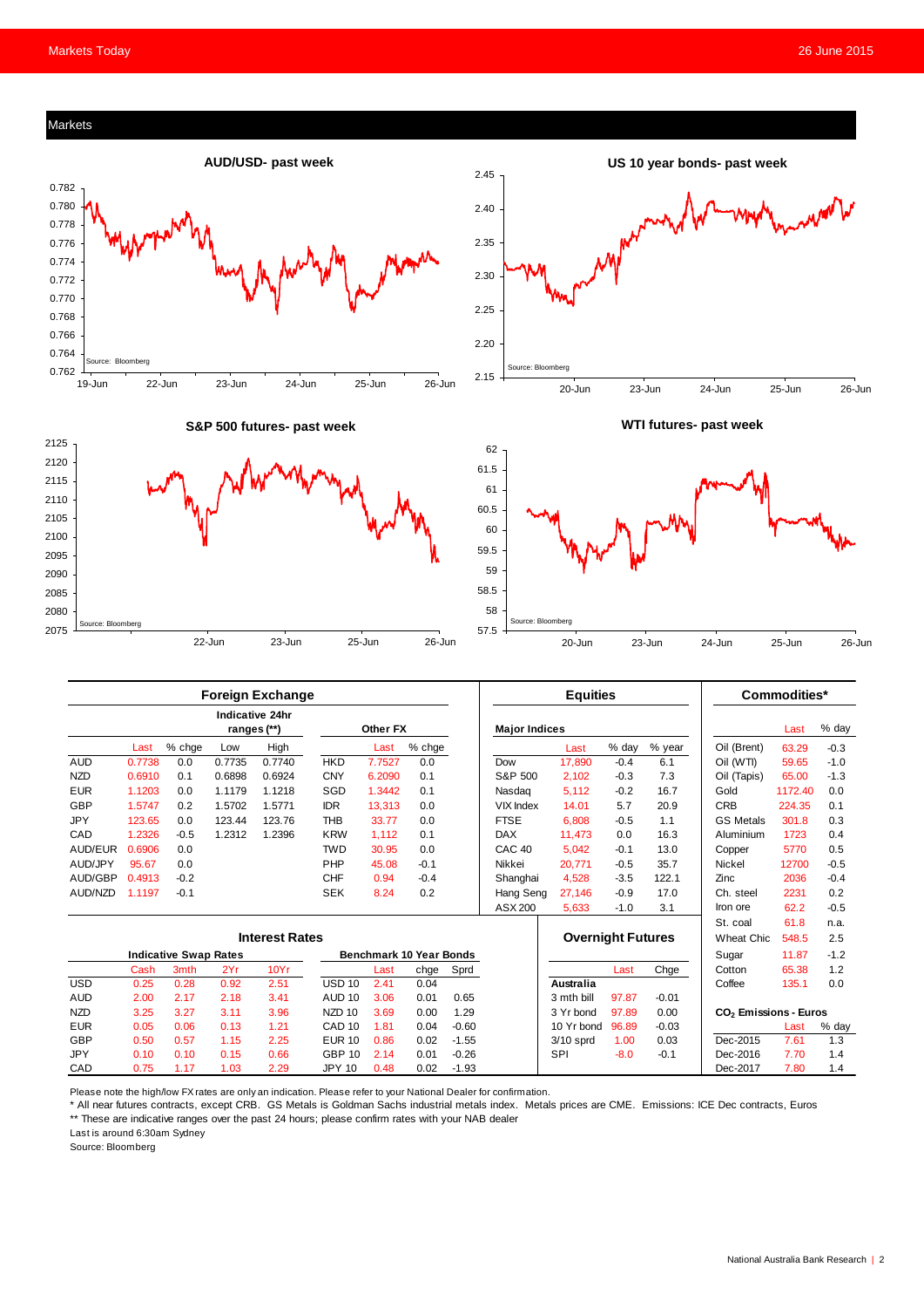## Markets

**AUD/USD- past week**

Source: Bloomberg

**US 10 year bonds- past week**

Source: Bloomberg

**S&P 500 futures- past week**

Source: Bloomberg

**WTI futures- past week**

Source: Bloomberg

### Foreign Exchange

| | Last | % chge | Low | High | | Last | % chge |
|---|---|---|---|---|---|---|---|
| | | | Indicative 24hr ranges (**) | | Other FX | | |
| AUD | 0.7738 | 0.0 | 0.7735 | 0.7740 | HKD | 7.7527 | 0.0 |
| NZD | 0.6910 | 0.1 | 0.6898 | 0.6924 | CNY | 6.2090 | 0.1 |
| EUR | 1.1203 | 0.0 | 1.1179 | 1.1218 | SGD | 1.3442 | 0.1 |
| GBP | 1.5747 | 0.2 | 1.5702 | 1.5771 | IDR | 13,313 | 0.0 |
| JPY | 123.65 | 0.0 | 123.44 | 123.76 | THB | 33.77 | 0.0 |
| CAD | 1.2326 | -0.5 | 1.2312 | 1.2396 | KRW | 1,112 | 0.1 |
| AUD/EUR | 0.6906 | 0.0 | | | TWD | 30.95 | 0.0 |
| AUD/JPY | 95.67 | 0.0 | | | PHP | 45.08 | -0.1 |
| AUD/GBP | 0.4913 | -0.2 | | | CHF | 0.94 | -0.4 |
| AUD/NZD | 1.1197 | -0.1 | | | SEK | 8.24 | 0.2 |

### Equities

| Major Indices | Last | % day | % year |
|---|---|---|---|
| Dow | 17,890 | -0.4 | 6.1 |
| S&P 500 | 2,102 | -0.3 | 7.3 |
| Nasdaq | 5,112 | -0.2 | 16.7 |
| VIX Index | 14.01 | 5.7 | 20.9 |
| FTSE | 6,808 | -0.5 | 1.1 |
| DAX | 11,473 | 0.0 | 16.3 |
| CAC 40 | 5,042 | -0.1 | 13.0 |
| Nikkei | 20,771 | -0.5 | 35.7 |
| Shanghai | 4,528 | -3.5 | 122.1 |
| Hang Seng | 27,146 | -0.9 | 17.0 |
| ASX 200 | 5,633 | -1.0 | 3.1 |

### Commodities*

| | Last | % day |
|---|---|---|
| Oil (Brent) | 63.29 | -0.3 |
| Oil (WTI) | 59.65 | -1.0 |
| Oil (Tapis) | 65.00 | -1.3 |
| Gold | 1172.40 | 0.0 |
| CRB | 224.35 | 0.1 |
| GS Metals | 301.8 | 0.3 |
| Aluminium | 1723 | 0.4 |
| Copper | 5770 | 0.5 |
| Nickel | 12700 | -0.5 |
| Zinc | 2036 | -0.4 |
| Ch. steel | 2231 | 0.2 |
| Iron ore | 62.2 | -0.5 |
| St. coal | 61.8 | n.a. |
| Wheat Chic | 548.5 | 2.5 |
| Sugar | 11.87 | -1.2 |
| Cotton | 65.38 | 1.2 |
| Coffee | 135.1 | 0.0 |

### Interest Rates

| Indicative Swap Rates | Cash | 3mth | 2Yr | 10Yr | Benchmark 10 Year Bonds | Last | chge | Sprd |
|---|---|---|---|---|---|---|---|---|
| USD | 0.25 | 0.28 | 0.92 | 2.51 | USD 10 | 2.41 | 0.04 | |
| AUD | 2.00 | 2.17 | 2.18 | 3.41 | AUD 10 | 3.06 | 0.01 | 0.65 |
| NZD | 3.25 | 3.27 | 3.11 | 3.96 | NZD 10 | 3.69 | 0.00 | 1.29 |
| EUR | 0.05 | 0.06 | 0.13 | 1.21 | CAD 10 | 1.81 | 0.04 | -0.60 |
| GBP | 0.50 | 0.57 | 1.15 | 2.25 | EUR 10 | 0.86 | 0.02 | -1.55 |
| JPY | 0.10 | 0.10 | 0.15 | 0.66 | GBP 10 | 2.14 | 0.01 | -0.26 |
| CAD | 0.75 | 1.17 | 1.03 | 2.29 | JPY 10 | 0.48 | 0.02 | -1.93 |

### Overnight Futures

| Australia | Last | Chge |
|---|---|---|
| 3 mth bill | 97.87 | -0.01 |
| 3 Yr bond | 97.89 | 0.00 |
| 10 Yr bond | 96.89 | -0.03 |
| 3/10 sprd | 1.00 | 0.03 |
| SPI | -8.0 | -0.1 |

### $CO_2$ Emissions - Euros

| | Last | % day |
|---|---|---|
| Dec-2015 | 7.61 | 1.3 |
| Dec-2016 | 7.70 | 1.4 |
| Dec-2017 | 7.80 | 1.4 |

Please note the high/low FX rates are only an indication. Please refer to your National Dealer for confirmation.

* All near futures contracts, except CRB. GS Metals is Goldman Sachs industrial metals index. Metals prices are CME. Emissions: ICE Dec contracts, Euros

** These are indicative ranges over the past 24 hours; please confirm rates with your NAB dealer

Last is around 6:30am Sydney

Source: Bloomberg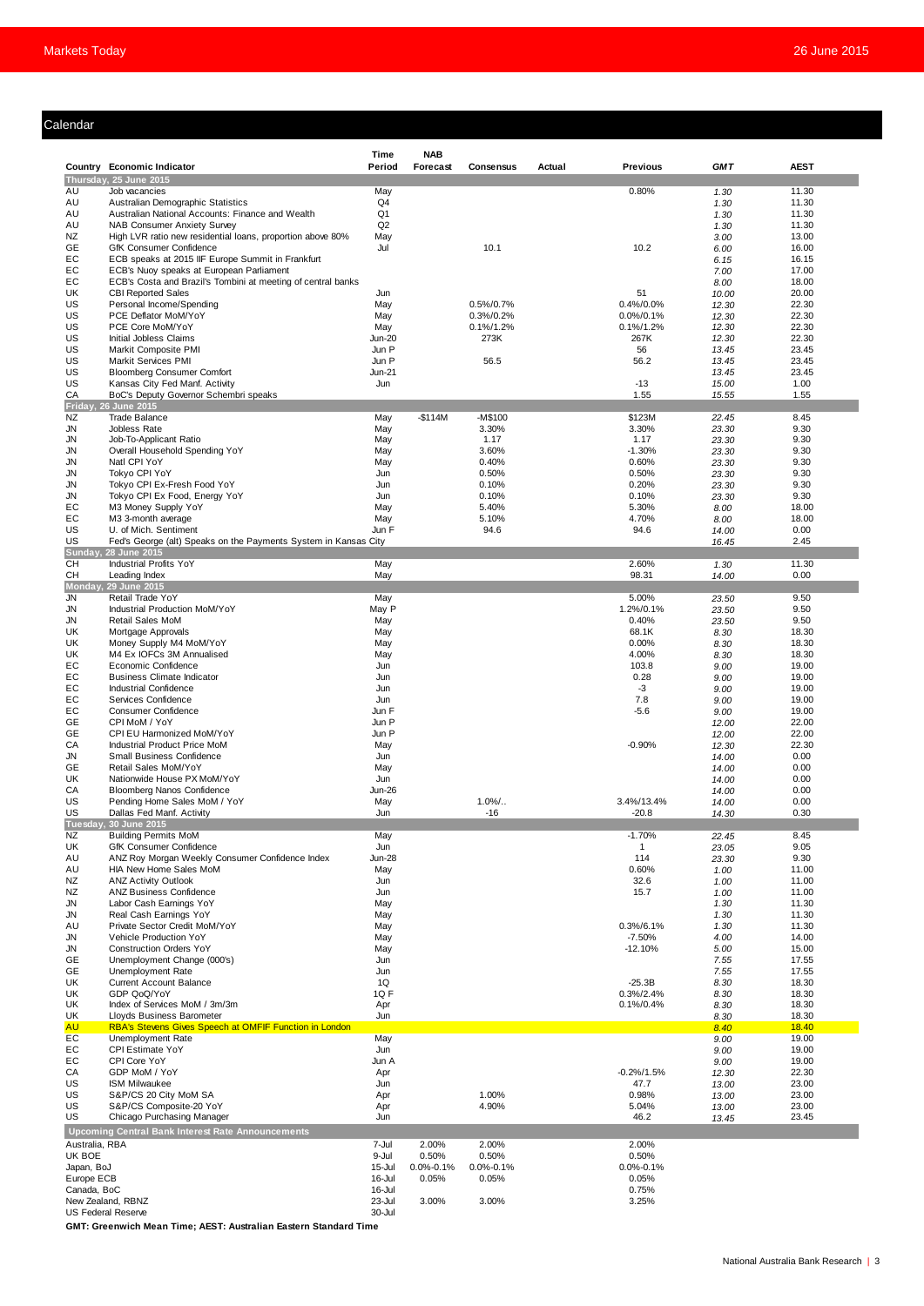## Calendar

| Country | Economic Indicator | Time Period | NAB Forecast | Consensus | Actual | Previous | GMT | AEST |
|---|---|---|---|---|---|---|---|---|
| **Thursday, 25 June 2015** | | | | | | | | |
| AU | Job vacancies | May | | | | 0.80% | 1.30 | 11.30 |
| AU | Australian Demographic Statistics | Q4 | | | | | 1.30 | 11.30 |
| AU | Australian National Accounts: Finance and Wealth | Q1 | | | | | 1.30 | 11.30 |
| AU | NAB Consumer Anxiety Survey | Q2 | | | | | 1.30 | 11.30 |
| NZ | High LVR ratio new residential loans, proportion above 80% | May | | | | | 3.00 | 13.00 |
| GE | GfK Consumer Confidence | Jul | | 10.1 | | 10.2 | 6.00 | 16.00 |
| EC | ECB speaks at 2015 IIF Europe Summit in Frankfurt | | | | | | 6.15 | 16.15 |
| EC | ECB's Nuoy speaks at European Parliament | | | | | | 7.00 | 17.00 |
| EC | ECB's Costa and Brazil's Tombini at meeting of central banks | | | | | | 8.00 | 18.00 |
| UK | CBI Reported Sales | Jun | | | | 51 | 10.00 | 20.00 |
| US | Personal Income/Spending | May | | 0.5%/0.7% | | 0.4%/0.0% | 12.30 | 22.30 |
| US | PCE Deflator MoM/YoY | May | | 0.3%/0.2% | | 0.0%/0.1% | 12.30 | 22.30 |
| US | PCE Core MoM/YoY | May | | 0.1%/1.2% | | 0.1%/1.2% | 12.30 | 22.30 |
| US | Initial Jobless Claims | Jun-20 | | 273K | | 267K | 12.30 | 22.30 |
| US | Markit Composite PMI | Jun P | | | | 56 | 13.45 | 23.45 |
| US | Markit Services PMI | Jun P | | 56.5 | | 56.2 | 13.45 | 23.45 |
| US | Bloomberg Consumer Comfort | Jun-21 | | | | | 13.45 | 23.45 |
| US | Kansas City Fed Manf. Activity | Jun | | | | -13 | 15.00 | 1.00 |
| CA | BoC's Deputy Governor Schembri speaks | | | | | 1.55 | 15.55 | 1.55 |
| **Friday, 26 June 2015** | | | | | | | | |
| NZ | Trade Balance | May | -$114M | -M$100 | | $123M | 22.45 | 8.45 |
| JN | Jobless Rate | May | | 3.30% | | 3.30% | 23.30 | 9.30 |
| JN | Job-To-Applicant Ratio | May | | 1.17 | | 1.17 | 23.30 | 9.30 |
| JN | Overall Household Spending YoY | May | | 3.60% | | -1.30% | 23.30 | 9.30 |
| JN | Natl CPI YoY | May | | 0.40% | | 0.60% | 23.30 | 9.30 |
| JN | Tokyo CPI YoY | Jun | | 0.50% | | 0.50% | 23.30 | 9.30 |
| JN | Tokyo CPI Ex-Fresh Food YoY | Jun | | 0.10% | | 0.20% | 23.30 | 9.30 |
| JN | Tokyo CPI Ex Food, Energy YoY | Jun | | 0.10% | | 0.10% | 23.30 | 9.30 |
| EC | M3 Money Supply YoY | May | | 5.40% | | 5.30% | 8.00 | 18.00 |
| EC | M3 3-month average | May | | 5.10% | | 4.70% | 8.00 | 18.00 |
| US | U. of Mich. Sentiment | Jun F | | 94.6 | | 94.6 | 14.00 | 0.00 |
| US | Fed's George (alt) Speaks on the Payments System in Kansas City | | | | | | 16.45 | 2.45 |
| **Sunday, 28 June 2015** | | | | | | | | |
| CH | Industrial Profits YoY | May | | | | 2.60% | 1.30 | 11.30 |
| CH | Leading Index | May | | | | 98.31 | 14.00 | 0.00 |
| **Monday, 29 June 2015** | | | | | | | | |
| JN | Retail Trade YoY | May | | | | 5.00% | 23.50 | 9.50 |
| JN | Industrial Production MoM/YoY | May P | | | | 1.2%/0.1% | 23.50 | 9.50 |
| JN | Retail Sales MoM | May | | | | 0.40% | 23.50 | 9.50 |
| UK | Mortgage Approvals | May | | | | 68.1K | 8.30 | 18.30 |
| UK | Money Supply M4 MoM/YoY | May | | | | 0.00% | 8.30 | 18.30 |
| UK | M4 Ex IOFCs 3M Annualised | May | | | | 4.00% | 8.30 | 18.30 |
| EC | Economic Confidence | Jun | | | | 103.8 | 9.00 | 19.00 |
| EC | Business Climate Indicator | Jun | | | | 0.28 | 9.00 | 19.00 |
| EC | Industrial Confidence | Jun | | | | -3 | 9.00 | 19.00 |
| EC | Services Confidence | Jun | | | | 7.8 | 9.00 | 19.00 |
| EC | Consumer Confidence | Jun F | | | | -5.6 | 9.00 | 19.00 |
| GE | CPI MoM / YoY | Jun P | | | | | 12.00 | 22.00 |
| GE | CPI EU Harmonized MoM/YoY | Jun P | | | | | 12.00 | 22.00 |
| CA | Industrial Product Price MoM | May | | | | -0.90% | 12.30 | 22.30 |
| JN | Small Business Confidence | Jun | | | | | 14.00 | 0.00 |
| GE | Retail Sales MoM/YoY | May | | | | | 14.00 | 0.00 |
| UK | Nationwide House PX MoM/YoY | Jun | | | | | 14.00 | 0.00 |
| CA | Bloomberg Nanos Confidence | Jun-26 | | | | | 14.00 | 0.00 |
| US | Pending Home Sales MoM / YoY | May | | 1.0%/.. | | 3.4%/13.4% | 14.00 | 0.00 |
| US | Dallas Fed Manf. Activity | Jun | | -16 | | -20.8 | 14.30 | 0.30 |
| **Tuesday, 30 June 2015** | | | | | | | | |
| NZ | Building Permits MoM | May | | | | -1.70% | 22.45 | 8.45 |
| UK | GfK Consumer Confidence | Jun | | | | 1 | 23.05 | 9.05 |
| AU | ANZ Roy Morgan Weekly Consumer Confidence Index | Jun-28 | | | | 114 | 23.30 | 9.30 |
| AU | HIA New Home Sales MoM | May | | | | 0.60% | 1.00 | 11.00 |
| NZ | ANZ Activity Outlook | Jun | | | | 32.6 | 1.00 | 11.00 |
| NZ | ANZ Business Confidence | Jun | | | | 15.7 | 1.00 | 11.00 |
| JN | Labor Cash Earnings YoY | May | | | | | 1.30 | 11.30 |
| JN | Real Cash Earnings YoY | May | | | | | 1.30 | 11.30 |
| AU | Private Sector Credit MoM/YoY | May | | | | 0.3%/6.1% | 1.30 | 11.30 |
| JN | Vehicle Production YoY | May | | | | -7.50% | 4.00 | 14.00 |
| JN | Construction Orders YoY | May | | | | -12.10% | 5.00 | 15.00 |
| GE | Unemployment Change (000's) | Jun | | | | | 7.55 | 17.55 |
| GE | Unemployment Rate | Jun | | | | | 7.55 | 17.55 |
| UK | Current Account Balance | 1Q | | | | -25.3B | 8.30 | 18.30 |
| UK | GDP QoQ/YoY | 1Q F | | | | 0.3%/2.4% | 8.30 | 18.30 |
| UK | Index of Services MoM / 3m/3m | Apr | | | | 0.1%/0.4% | 8.30 | 18.30 |
| UK | Lloyds Business Barometer | Jun | | | | | 8.30 | 18.30 |
| AU | RBA's Stevens Gives Speech at OMFIF Function in London | | | | | | 8.40 | 18.40 |
| EC | Unemployment Rate | May | | | | | 9.00 | 19.00 |
| EC | CPI Estimate YoY | Jun | | | | | 9.00 | 19.00 |
| EC | CPI Core YoY | Jun A | | | | | 9.00 | 19.00 |
| CA | GDP MoM / YoY | Apr | | | | -0.2%/1.5% | 12.30 | 22.30 |
| US | ISM Milwaukee | Jun | | | | 47.7 | 13.00 | 23.00 |
| US | S&P/CS 20 City MoM SA | Apr | | 1.00% | | 0.98% | 13.00 | 23.00 |
| US | S&P/CS Composite-20 YoY | Apr | | 4.90% | | 5.04% | 13.00 | 23.00 |
| US | Chicago Purchasing Manager | Jun | | | | 46.2 | 13.45 | 23.45 |

**Upcoming Central Bank Interest Rate Announcements**

| Central Bank | Date | NAB Forecast | Consensus | Actual | Previous |
|---|---|---|---|---|---|
| Australia, RBA | 7-Jul | 2.00% | 2.00% | | 2.00% |
| UK BOE | 9-Jul | 0.50% | 0.50% | | 0.50% |
| Japan, BoJ | 15-Jul | 0.0%-0.1% | 0.0%-0.1% | | 0.0%-0.1% |
| Europe ECB | 16-Jul | 0.05% | 0.05% | | 0.05% |
| Canada, BoC | 16-Jul | | | | 0.75% |
| New Zealand, RBNZ | 23-Jul | 3.00% | 3.00% | | 3.25% |
| US Federal Reserve | 30-Jul | | | | |

**GMT: Greenwich Mean Time; AEST: Australian Eastern Standard Time**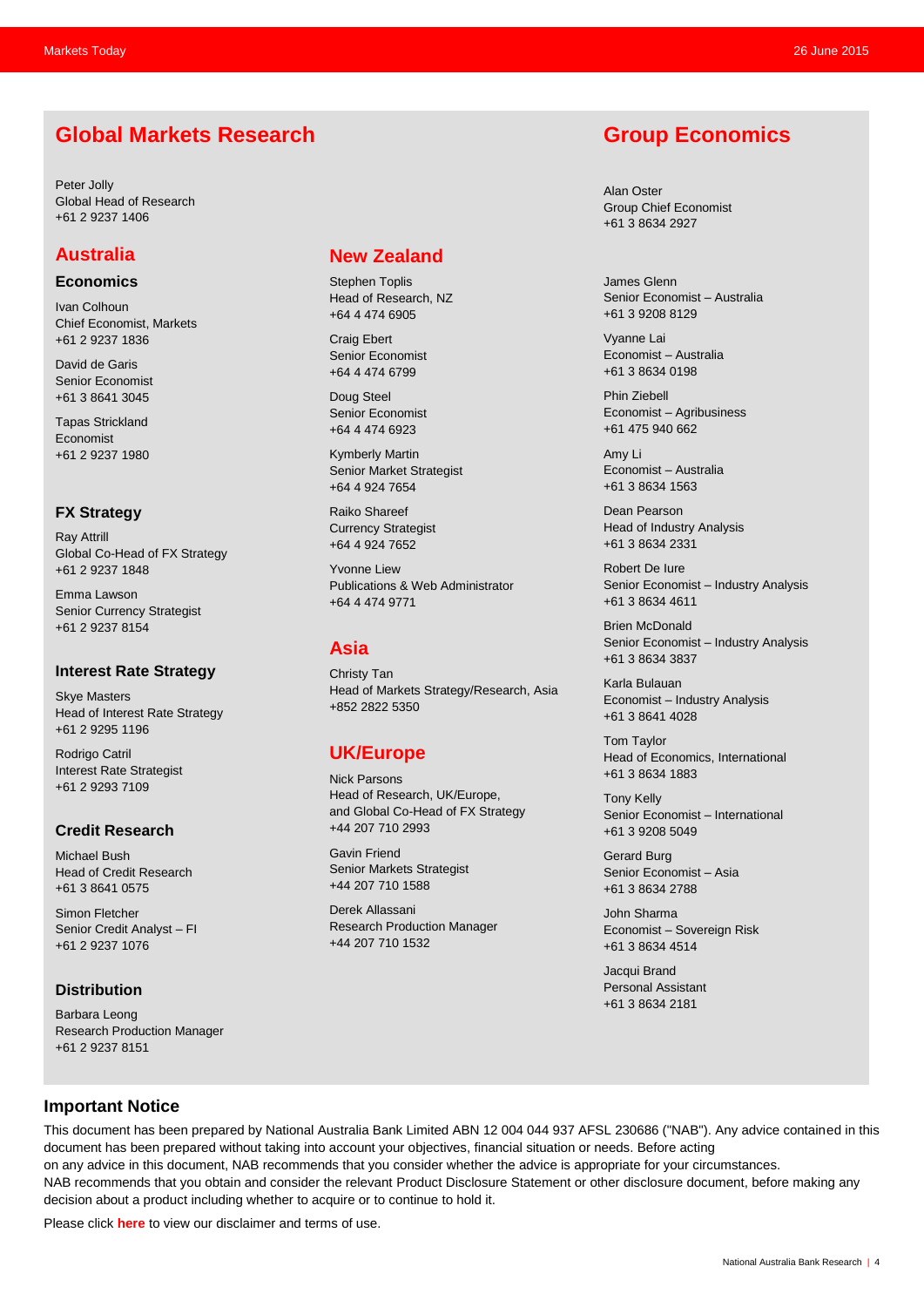# Global Markets Research

Peter Jolly
Global Head of Research
+61 2 9237 1406

## Australia

### Economics

Ivan Colhoun
Chief Economist, Markets
+61 2 9237 1836

David de Garis
Senior Economist
+61 3 8641 3045

Tapas Strickland
Economist
+61 2 9237 1980

### FX Strategy

Ray Attrill
Global Co-Head of FX Strategy
+61 2 9237 1848

Emma Lawson
Senior Currency Strategist
+61 2 9237 8154

### Interest Rate Strategy

Skye Masters
Head of Interest Rate Strategy
+61 2 9295 1196

Rodrigo Catril
Interest Rate Strategist
+61 2 9293 7109

### Credit Research

Michael Bush
Head of Credit Research
+61 3 8641 0575

Simon Fletcher
Senior Credit Analyst – FI
+61 2 9237 1076

### Distribution

Barbara Leong
Research Production Manager
+61 2 9237 8151

## New Zealand

Stephen Toplis
Head of Research, NZ
+64 4 474 6905

Craig Ebert
Senior Economist
+64 4 474 6799

Doug Steel
Senior Economist
+64 4 474 6923

Kymberly Martin
Senior Market Strategist
+64 4 924 7654

Raiko Shareef
Currency Strategist
+64 4 924 7652

Yvonne Liew
Publications & Web Administrator
+64 4 474 9771

## Asia

Christy Tan
Head of Markets Strategy/Research, Asia
+852 2822 5350

## UK/Europe

Nick Parsons
Head of Research, UK/Europe,
and Global Co-Head of FX Strategy
+44 207 710 2993

Gavin Friend
Senior Markets Strategist
+44 207 710 1588

Derek Allassani
Research Production Manager
+44 207 710 1532

# Group Economics

Alan Oster
Group Chief Economist
+61 3 8634 2927

James Glenn
Senior Economist – Australia
+61 3 9208 8129

Vyanne Lai
Economist – Australia
+61 3 8634 0198

Phin Ziebell
Economist – Agribusiness
+61 475 940 662

Amy Li
Economist – Australia
+61 3 8634 1563

Dean Pearson
Head of Industry Analysis
+61 3 8634 2331

Robert De Iure
Senior Economist – Industry Analysis
+61 3 8634 4611

Brien McDonald
Senior Economist – Industry Analysis
+61 3 8634 3837

Karla Bulauan
Economist – Industry Analysis
+61 3 8641 4028

Tom Taylor
Head of Economics, International
+61 3 8634 1883

Tony Kelly
Senior Economist – International
+61 3 9208 5049

Gerard Burg
Senior Economist – Asia
+61 3 8634 2788

John Sharma
Economist – Sovereign Risk
+61 3 8634 4514

Jacqui Brand
Personal Assistant
+61 3 8634 2181

## Important Notice

This document has been prepared by National Australia Bank Limited ABN 12 004 044 937 AFSL 230686 ("NAB"). Any advice contained in this document has been prepared without taking into account your objectives, financial situation or needs. Before acting on any advice in this document, NAB recommends that you consider whether the advice is appropriate for your circumstances. NAB recommends that you obtain and consider the relevant Product Disclosure Statement or other disclosure document, before making any decision about a product including whether to acquire or to continue to hold it.

Please click **here** to view our disclaimer and terms of use.